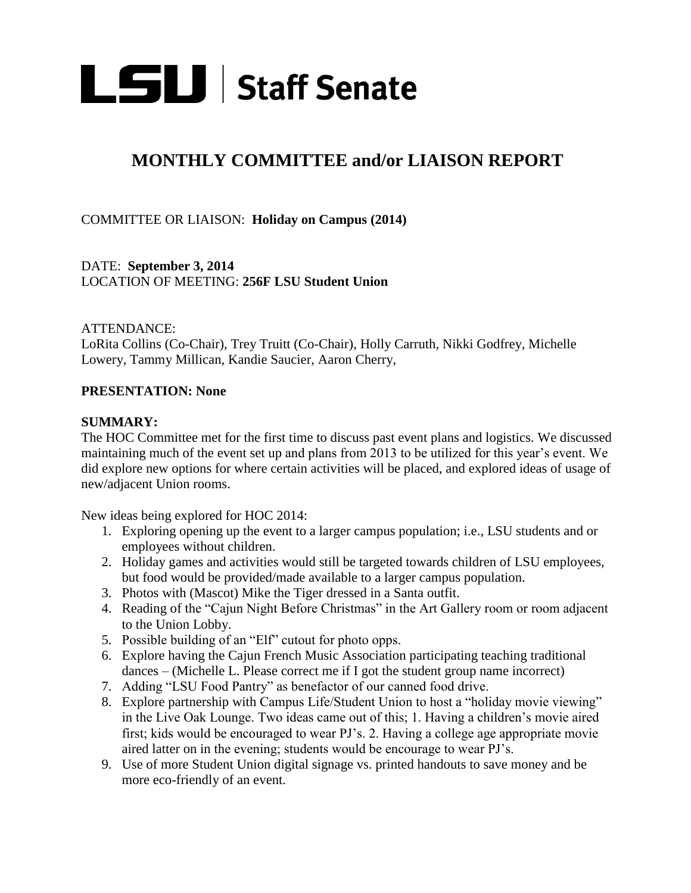# LSU | Staff Senate

## MONTHLY COMMITTEE and/or LIAISON REPORT

COMMITTEE OR LIAISON: **Holiday on Campus (2014)**

DATE: **September 3, 2014**
LOCATION OF MEETING: **256F LSU Student Union**

ATTENDANCE:
LoRita Collins (Co-Chair), Trey Truitt (Co-Chair), Holly Carruth, Nikki Godfrey, Michelle Lowery, Tammy Millican, Kandie Saucier, Aaron Cherry,

**PRESENTATION: None**

**SUMMARY:**
The HOC Committee met for the first time to discuss past event plans and logistics. We discussed maintaining much of the event set up and plans from 2013 to be utilized for this year's event. We did explore new options for where certain activities will be placed, and explored ideas of usage of new/adjacent Union rooms.

New ideas being explored for HOC 2014:

1. Exploring opening up the event to a larger campus population; i.e., LSU students and or employees without children.
2. Holiday games and activities would still be targeted towards children of LSU employees, but food would be provided/made available to a larger campus population.
3. Photos with (Mascot) Mike the Tiger dressed in a Santa outfit.
4. Reading of the "Cajun Night Before Christmas" in the Art Gallery room or room adjacent to the Union Lobby.
5. Possible building of an "Elf" cutout for photo opps.
6. Explore having the Cajun French Music Association participating teaching traditional dances – (Michelle L. Please correct me if I got the student group name incorrect)
7. Adding "LSU Food Pantry" as benefactor of our canned food drive.
8. Explore partnership with Campus Life/Student Union to host a "holiday movie viewing" in the Live Oak Lounge. Two ideas came out of this; 1. Having a children's movie aired first; kids would be encouraged to wear PJ's. 2. Having a college age appropriate movie aired latter on in the evening; students would be encourage to wear PJ's.
9. Use of more Student Union digital signage vs. printed handouts to save money and be more eco-friendly of an event.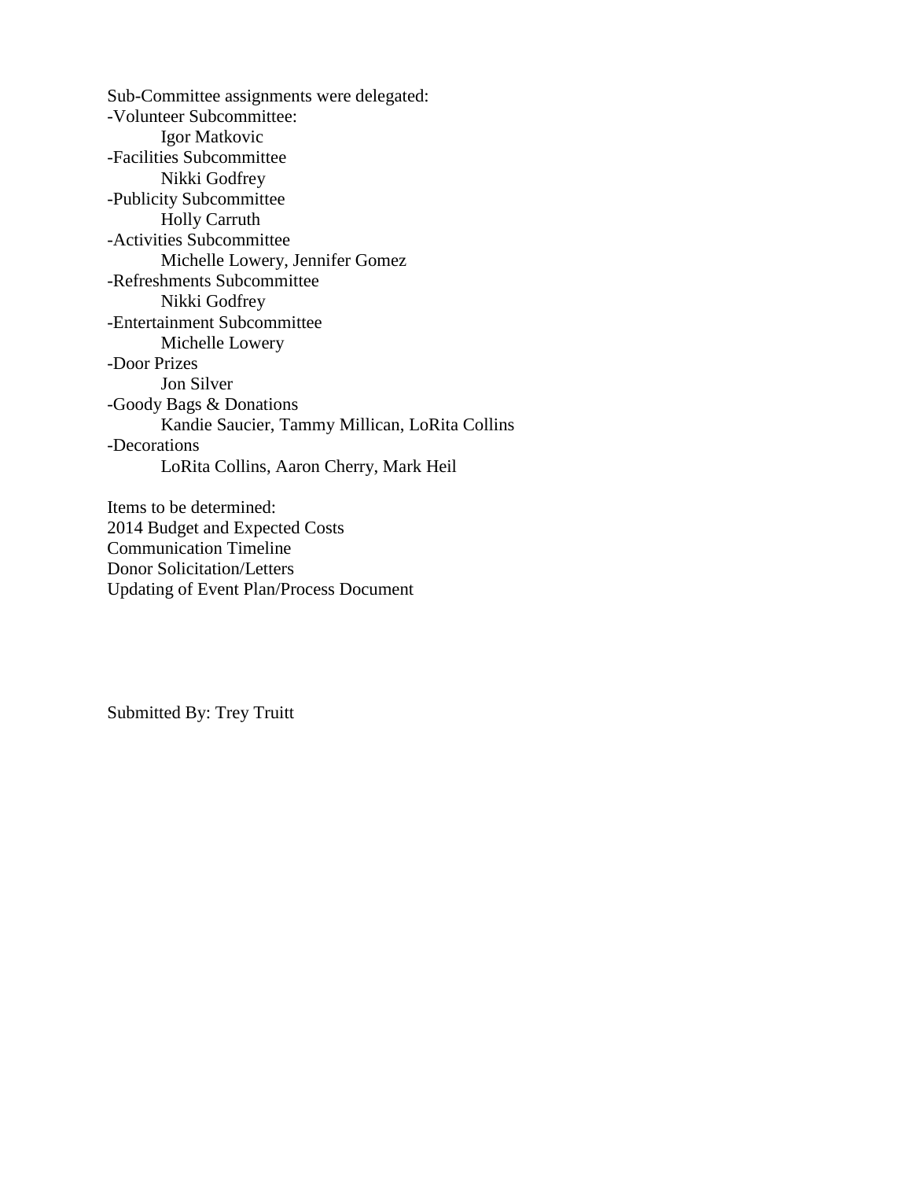Sub-Committee assignments were delegated:

-Volunteer Subcommittee:
    Igor Matkovic

-Facilities Subcommittee
    Nikki Godfrey

-Publicity Subcommittee
    Holly Carruth

-Activities Subcommittee
    Michelle Lowery, Jennifer Gomez

-Refreshments Subcommittee
    Nikki Godfrey

-Entertainment Subcommittee
    Michelle Lowery

-Door Prizes
    Jon Silver

-Goody Bags & Donations
    Kandie Saucier, Tammy Millican, LoRita Collins

-Decorations
    LoRita Collins, Aaron Cherry, Mark Heil

Items to be determined:
2014 Budget and Expected Costs
Communication Timeline
Donor Solicitation/Letters
Updating of Event Plan/Process Document

Submitted By: Trey Truitt